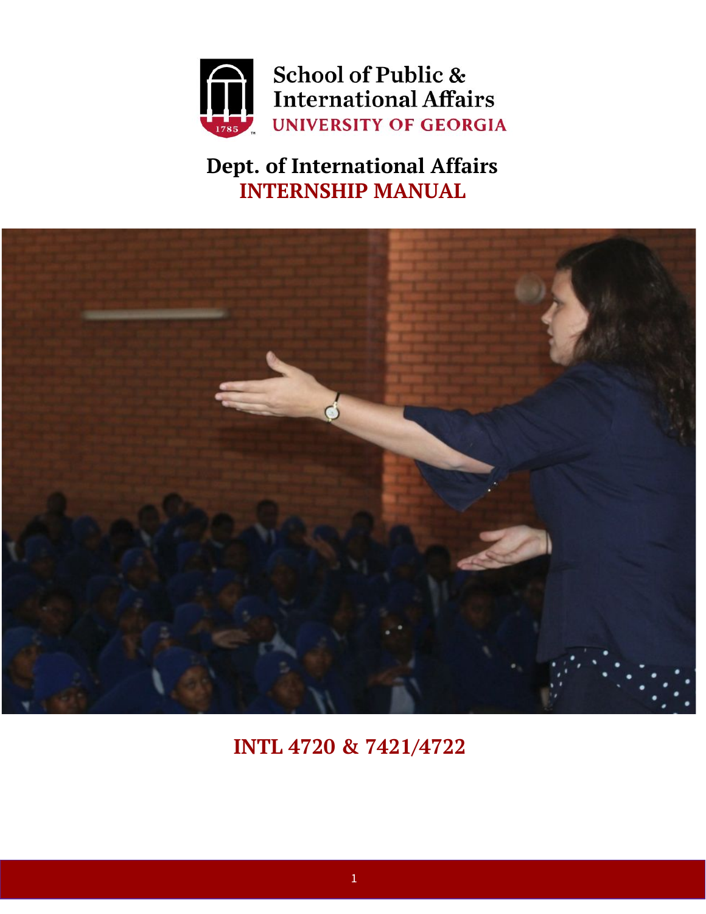School of Public & International Affairs

UNIVERSITY OF GEORGIA

# Dept. of International Affairs

# INTERNSHIP MANUAL

## INTL 4720 & 7421/4722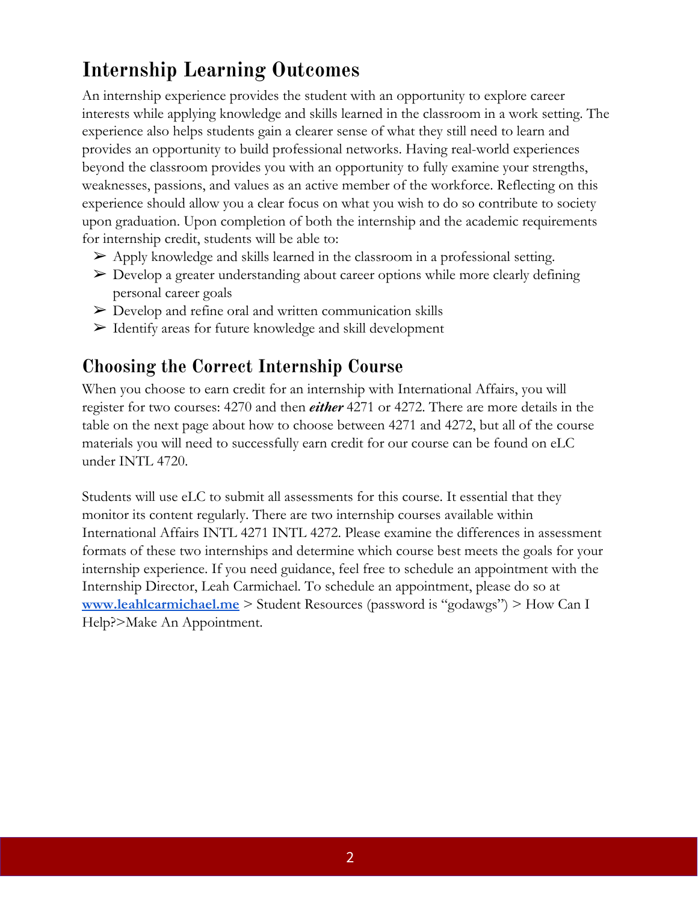## Internship Learning Outcomes

An internship experience provides the student with an opportunity to explore career interests while applying knowledge and skills learned in the classroom in a work setting. The experience also helps students gain a clearer sense of what they still need to learn and provides an opportunity to build professional networks. Having real-world experiences beyond the classroom provides you with an opportunity to fully examine your strengths, weaknesses, passions, and values as an active member of the workforce. Reflecting on this experience should allow you a clear focus on what you wish to do so contribute to society upon graduation. Upon completion of both the internship and the academic requirements for internship credit, students will be able to:

- ➢ Apply knowledge and skills learned in the classroom in a professional setting.
- ➢ Develop a greater understanding about career options while more clearly defining personal career goals
- ➢ Develop and refine oral and written communication skills
- ➢ Identify areas for future knowledge and skill development

## Choosing the Correct Internship Course

When you choose to earn credit for an internship with International Affairs, you will register for two courses: 4270 and then ***either*** 4271 or 4272. There are more details in the table on the next page about how to choose between 4271 and 4272, but all of the course materials you will need to successfully earn credit for our course can be found on eLC under INTL 4720.

Students will use eLC to submit all assessments for this course. It essential that they monitor its content regularly. There are two internship courses available within International Affairs INTL 4271 INTL 4272. Please examine the differences in assessment formats of these two internships and determine which course best meets the goals for your internship experience. If you need guidance, feel free to schedule an appointment with the Internship Director, Leah Carmichael. To schedule an appointment, please do so at **www.leahlcarmichael.me** > Student Resources (password is "godawgs") > How Can I Help?>Make An Appointment.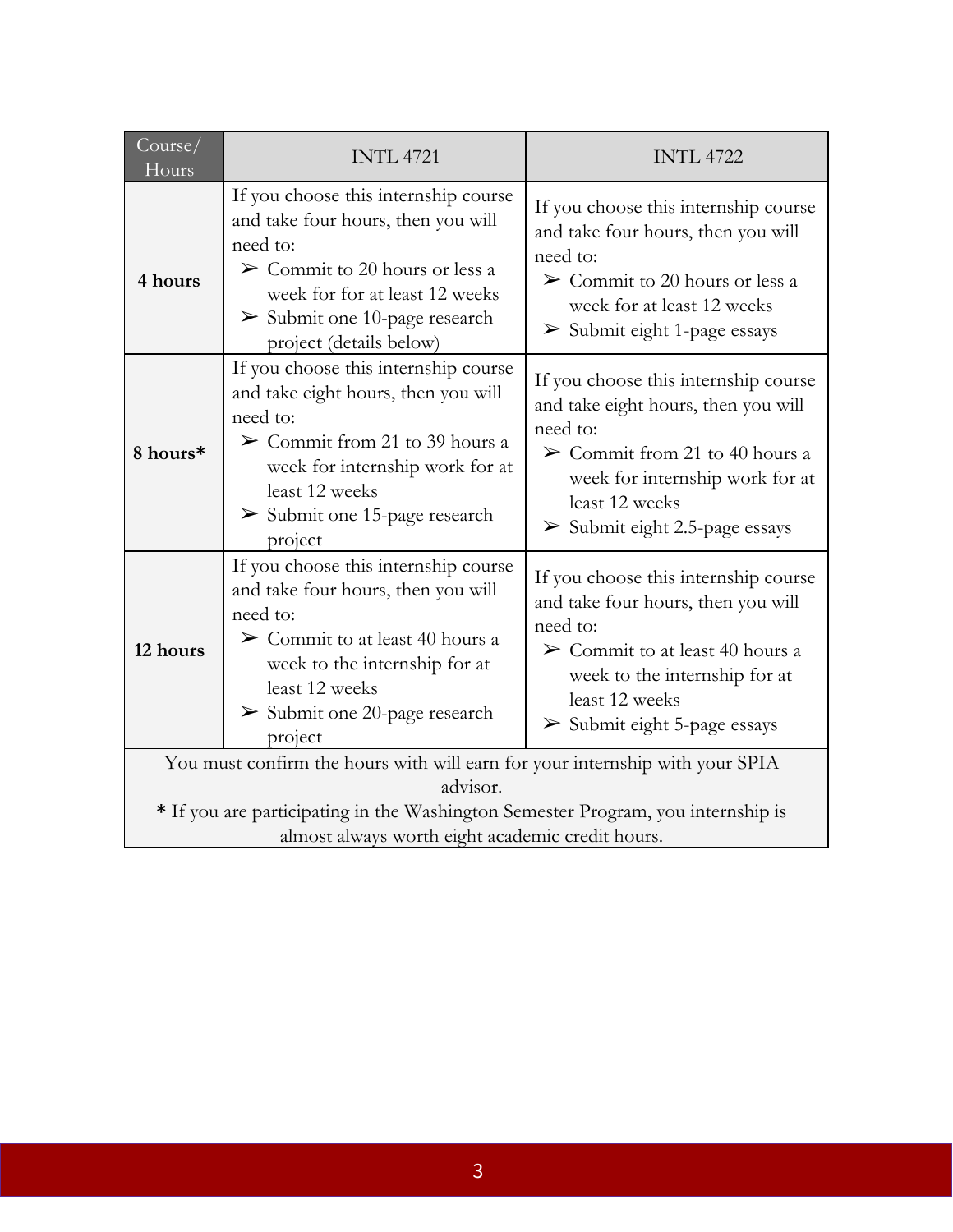| Course/ Hours | INTL 4721 | INTL 4722 |
|---|---|---|
| **4 hours** | If you choose this internship course and take four hours, then you will need to: <br>➢ Commit to 20 hours or less a week for for at least 12 weeks <br>➢ Submit one 10-page research project (details below) | If you choose this internship course and take four hours, then you will need to: <br>➢ Commit to 20 hours or less a week for at least 12 weeks <br>➢ Submit eight 1-page essays |
| **8 hours*** | If you choose this internship course and take eight hours, then you will need to: <br>➢ Commit from 21 to 39 hours a week for internship work for at least 12 weeks <br>➢ Submit one 15-page research project | If you choose this internship course and take eight hours, then you will need to: <br>➢ Commit from 21 to 40 hours a week for internship work for at least 12 weeks <br>➢ Submit eight 2.5-page essays |
| **12 hours** | If you choose this internship course and take four hours, then you will need to: <br>➢ Commit to at least 40 hours a week to the internship for at least 12 weeks <br>➢ Submit one 20-page research project | If you choose this internship course and take four hours, then you will need to: <br>➢ Commit to at least 40 hours a week to the internship for at least 12 weeks <br>➢ Submit eight 5-page essays |
| You must confirm the hours with will earn for your internship with your SPIA advisor. <br>**\*** If you are participating in the Washington Semester Program, you internship is almost always worth eight academic credit hours. | | |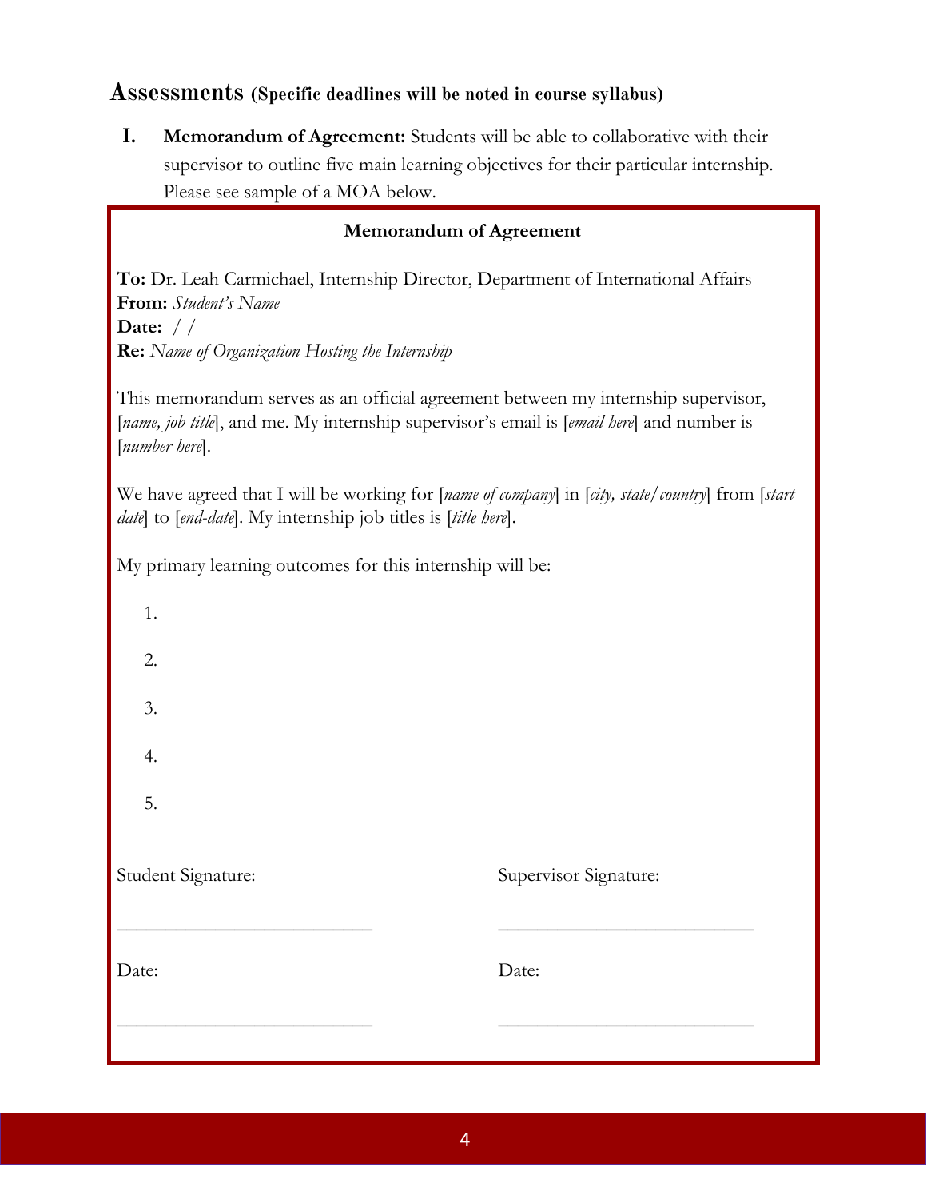## Assessments (Specific deadlines will be noted in course syllabus)

**I. Memorandum of Agreement:** Students will be able to collaborative with their supervisor to outline five main learning objectives for their particular internship. Please see sample of a MOA below.

**Memorandum of Agreement**

**To:** Dr. Leah Carmichael, Internship Director, Department of International Affairs
**From:** *Student's Name*
**Date:** / /
**Re:** *Name of Organization Hosting the Internship*

This memorandum serves as an official agreement between my internship supervisor, [*name, job title*], and me. My internship supervisor's email is [*email here*] and number is [*number here*].

We have agreed that I will be working for [*name of company*] in [*city, state/country*] from [*start date*] to [*end-date*]. My internship job titles is [*title here*].

My primary learning outcomes for this internship will be:

1.

2.

3.

4.

5.

Student Signature: ___________________________

Date: ___________________________

Supervisor Signature: ___________________________

Date: ___________________________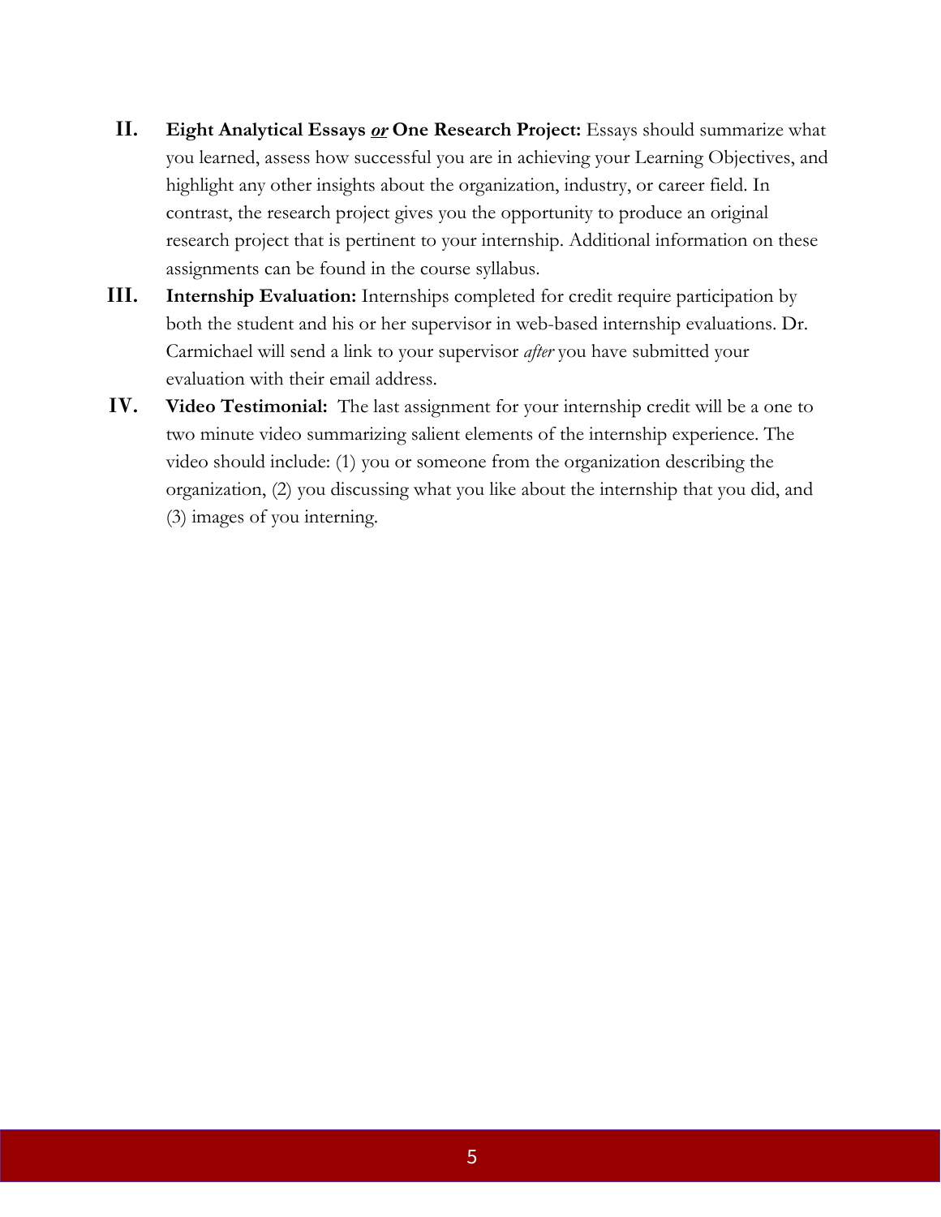II. **Eight Analytical Essays *or* One Research Project:** Essays should summarize what you learned, assess how successful you are in achieving your Learning Objectives, and highlight any other insights about the organization, industry, or career field. In contrast, the research project gives you the opportunity to produce an original research project that is pertinent to your internship. Additional information on these assignments can be found in the course syllabus.

III. **Internship Evaluation:** Internships completed for credit require participation by both the student and his or her supervisor in web-based internship evaluations. Dr. Carmichael will send a link to your supervisor *after* you have submitted your evaluation with their email address.

IV. **Video Testimonial:** The last assignment for your internship credit will be a one to two minute video summarizing salient elements of the internship experience. The video should include: (1) you or someone from the organization describing the organization, (2) you discussing what you like about the internship that you did, and (3) images of you interning.